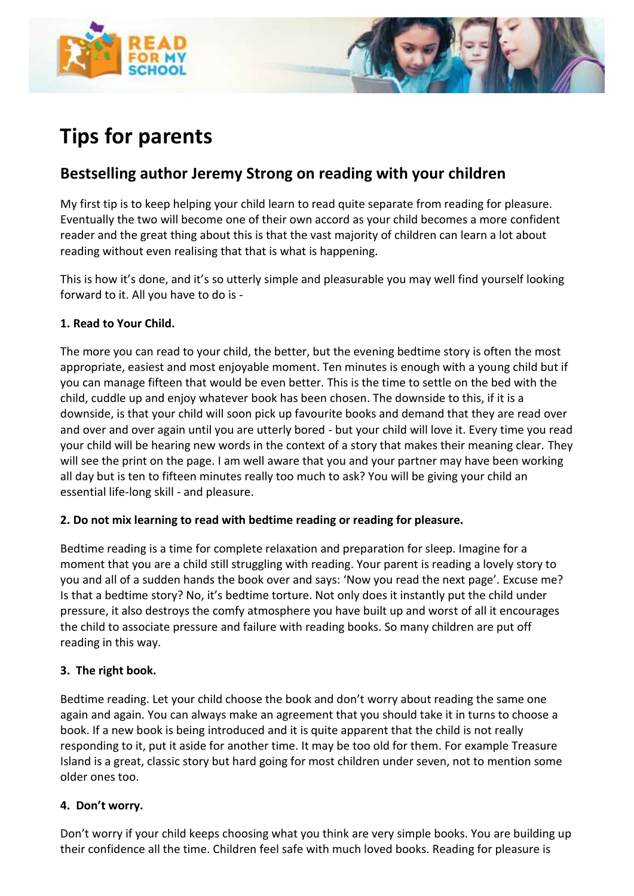# Tips for parents

## Bestselling author Jeremy Strong on reading with your children

My first tip is to keep helping your child learn to read quite separate from reading for pleasure. Eventually the two will become one of their own accord as your child becomes a more confident reader and the great thing about this is that the vast majority of children can learn a lot about reading without even realising that that is what is happening.

This is how it's done, and it's so utterly simple and pleasurable you may well find yourself looking forward to it. All you have to do is -

**1. Read to Your Child.**

The more you can read to your child, the better, but the evening bedtime story is often the most appropriate, easiest and most enjoyable moment. Ten minutes is enough with a young child but if you can manage fifteen that would be even better. This is the time to settle on the bed with the child, cuddle up and enjoy whatever book has been chosen. The downside to this, if it is a downside, is that your child will soon pick up favourite books and demand that they are read over and over and over again until you are utterly bored - but your child will love it. Every time you read your child will be hearing new words in the context of a story that makes their meaning clear. They will see the print on the page. I am well aware that you and your partner may have been working all day but is ten to fifteen minutes really too much to ask? You will be giving your child an essential life-long skill - and pleasure.

**2. Do not mix learning to read with bedtime reading or reading for pleasure.**

Bedtime reading is a time for complete relaxation and preparation for sleep. Imagine for a moment that you are a child still struggling with reading. Your parent is reading a lovely story to you and all of a sudden hands the book over and says: 'Now you read the next page'. Excuse me? Is that a bedtime story? No, it's bedtime torture. Not only does it instantly put the child under pressure, it also destroys the comfy atmosphere you have built up and worst of all it encourages the child to associate pressure and failure with reading books. So many children are put off reading in this way.

**3. The right book.**

Bedtime reading. Let your child choose the book and don't worry about reading the same one again and again. You can always make an agreement that you should take it in turns to choose a book. If a new book is being introduced and it is quite apparent that the child is not really responding to it, put it aside for another time. It may be too old for them. For example Treasure Island is a great, classic story but hard going for most children under seven, not to mention some older ones too.

**4. Don't worry.**

Don't worry if your child keeps choosing what you think are very simple books. You are building up their confidence all the time. Children feel safe with much loved books. Reading for pleasure is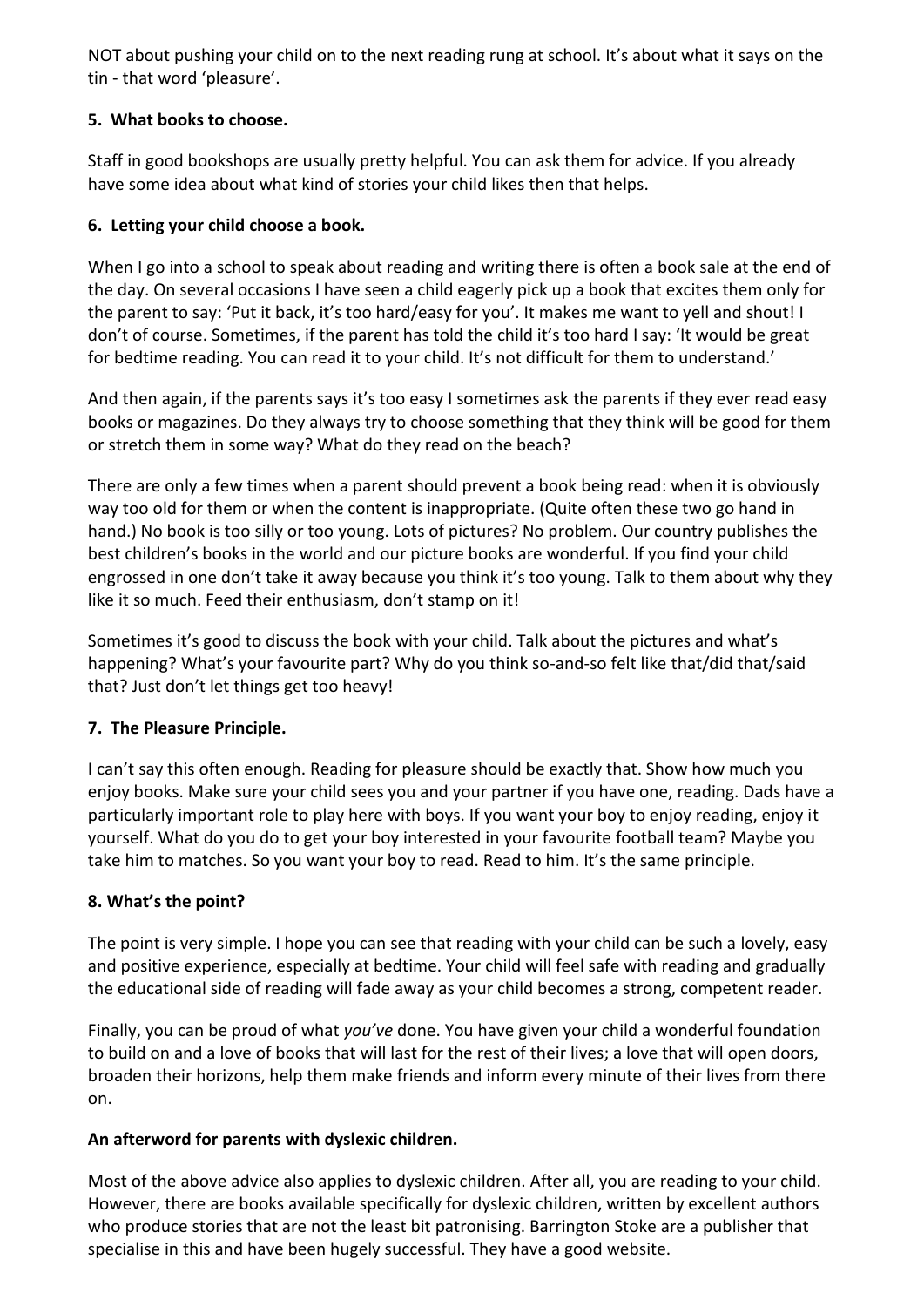NOT about pushing your child on to the next reading rung at school. It's about what it says on the tin - that word 'pleasure'.

**5. What books to choose.**

Staff in good bookshops are usually pretty helpful. You can ask them for advice. If you already have some idea about what kind of stories your child likes then that helps.

**6. Letting your child choose a book.**

When I go into a school to speak about reading and writing there is often a book sale at the end of the day. On several occasions I have seen a child eagerly pick up a book that excites them only for the parent to say: 'Put it back, it's too hard/easy for you'. It makes me want to yell and shout! I don't of course. Sometimes, if the parent has told the child it's too hard I say: 'It would be great for bedtime reading. You can read it to your child. It's not difficult for them to understand.'

And then again, if the parents says it's too easy I sometimes ask the parents if they ever read easy books or magazines. Do they always try to choose something that they think will be good for them or stretch them in some way? What do they read on the beach?

There are only a few times when a parent should prevent a book being read: when it is obviously way too old for them or when the content is inappropriate. (Quite often these two go hand in hand.) No book is too silly or too young. Lots of pictures? No problem. Our country publishes the best children's books in the world and our picture books are wonderful. If you find your child engrossed in one don't take it away because you think it's too young. Talk to them about why they like it so much. Feed their enthusiasm, don't stamp on it!

Sometimes it's good to discuss the book with your child. Talk about the pictures and what's happening? What's your favourite part? Why do you think so-and-so felt like that/did that/said that? Just don't let things get too heavy!

**7. The Pleasure Principle.**

I can't say this often enough. Reading for pleasure should be exactly that. Show how much you enjoy books. Make sure your child sees you and your partner if you have one, reading. Dads have a particularly important role to play here with boys. If you want your boy to enjoy reading, enjoy it yourself. What do you do to get your boy interested in your favourite football team? Maybe you take him to matches. So you want your boy to read. Read to him. It's the same principle.

**8. What's the point?**

The point is very simple. I hope you can see that reading with your child can be such a lovely, easy and positive experience, especially at bedtime. Your child will feel safe with reading and gradually the educational side of reading will fade away as your child becomes a strong, competent reader.

Finally, you can be proud of what *you've* done. You have given your child a wonderful foundation to build on and a love of books that will last for the rest of their lives; a love that will open doors, broaden their horizons, help them make friends and inform every minute of their lives from there on.

**An afterword for parents with dyslexic children.**

Most of the above advice also applies to dyslexic children. After all, you are reading to your child. However, there are books available specifically for dyslexic children, written by excellent authors who produce stories that are not the least bit patronising. Barrington Stoke are a publisher that specialise in this and have been hugely successful. They have a good website.